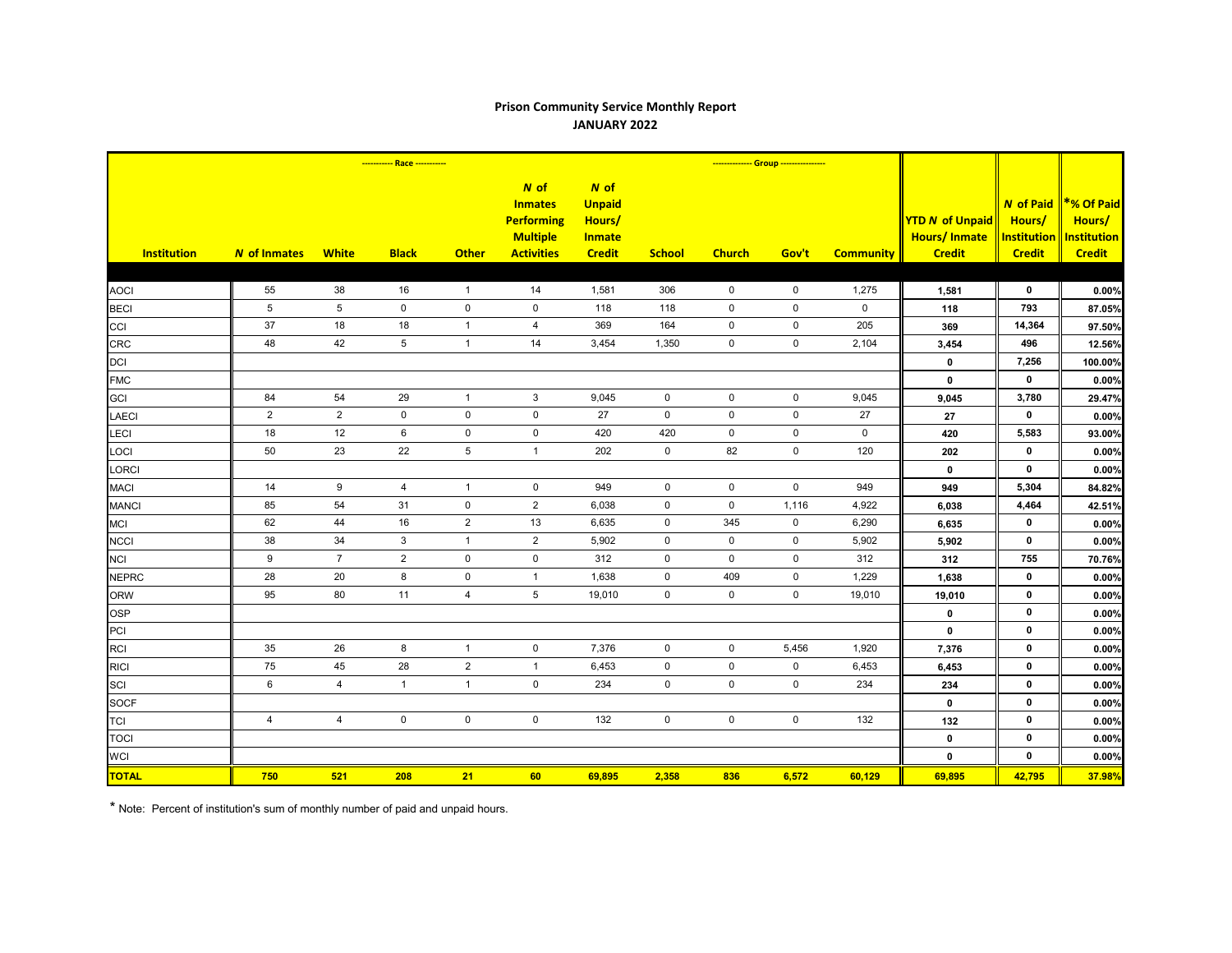## Prison Community Service Monthly Report
## JANUARY 2022

| Institution | *N* of Inmates | White | Black | Other | *N* of Inmates Performing Multiple Activities | *N* of Unpaid Hours/ Inmate Credit | School | Church | Gov't | Community | YTD *N* of Unpaid Hours/ Inmate Credit | *N* of Paid Hours/ Institution Credit | *% Of Paid Hours/ Institution Credit |
|---|---|---|---|---|---|---|---|---|---|---|---|---|---|
| | | ---------- Race ---------- | | | | | | ------------ Group ------------ | | | | | |
| AOCI | 55 | 38 | 16 | 1 | 14 | 1,581 | 306 | 0 | 0 | 1,275 | 1,581 | 0 | 0.00% |
| BECI | 5 | 5 | 0 | 0 | 0 | 118 | 118 | 0 | 0 | 0 | 118 | 793 | 87.05% |
| CCI | 37 | 18 | 18 | 1 | 4 | 369 | 164 | 0 | 0 | 205 | 369 | 14,364 | 97.50% |
| CRC | 48 | 42 | 5 | 1 | 14 | 3,454 | 1,350 | 0 | 0 | 2,104 | 3,454 | 496 | 12.56% |
| DCI | | | | | | | | | | | 0 | 7,256 | 100.00% |
| FMC | | | | | | | | | | | 0 | 0 | 0.00% |
| GCI | 84 | 54 | 29 | 1 | 3 | 9,045 | 0 | 0 | 0 | 9,045 | 9,045 | 3,780 | 29.47% |
| LAECI | 2 | 2 | 0 | 0 | 0 | 27 | 0 | 0 | 0 | 27 | 27 | 0 | 0.00% |
| LECI | 18 | 12 | 6 | 0 | 0 | 420 | 420 | 0 | 0 | 0 | 420 | 5,583 | 93.00% |
| LOCI | 50 | 23 | 22 | 5 | 1 | 202 | 0 | 82 | 0 | 120 | 202 | 0 | 0.00% |
| LORCI | | | | | | | | | | | 0 | 0 | 0.00% |
| MACI | 14 | 9 | 4 | 1 | 0 | 949 | 0 | 0 | 0 | 949 | 949 | 5,304 | 84.82% |
| MANCI | 85 | 54 | 31 | 0 | 2 | 6,038 | 0 | 0 | 1,116 | 4,922 | 6,038 | 4,464 | 42.51% |
| MCI | 62 | 44 | 16 | 2 | 13 | 6,635 | 0 | 345 | 0 | 6,290 | 6,635 | 0 | 0.00% |
| NCCI | 38 | 34 | 3 | 1 | 2 | 5,902 | 0 | 0 | 0 | 5,902 | 5,902 | 0 | 0.00% |
| NCI | 9 | 7 | 2 | 0 | 0 | 312 | 0 | 0 | 0 | 312 | 312 | 755 | 70.76% |
| NEPRC | 28 | 20 | 8 | 0 | 1 | 1,638 | 0 | 409 | 0 | 1,229 | 1,638 | 0 | 0.00% |
| ORW | 95 | 80 | 11 | 4 | 5 | 19,010 | 0 | 0 | 0 | 19,010 | 19,010 | 0 | 0.00% |
| OSP | | | | | | | | | | | 0 | 0 | 0.00% |
| PCI | | | | | | | | | | | 0 | 0 | 0.00% |
| RCI | 35 | 26 | 8 | 1 | 0 | 7,376 | 0 | 0 | 5,456 | 1,920 | 7,376 | 0 | 0.00% |
| RICI | 75 | 45 | 28 | 2 | 1 | 6,453 | 0 | 0 | 0 | 6,453 | 6,453 | 0 | 0.00% |
| SCI | 6 | 4 | 1 | 1 | 0 | 234 | 0 | 0 | 0 | 234 | 234 | 0 | 0.00% |
| SOCF | | | | | | | | | | | 0 | 0 | 0.00% |
| TCI | 4 | 4 | 0 | 0 | 0 | 132 | 0 | 0 | 0 | 132 | 132 | 0 | 0.00% |
| TOCI | | | | | | | | | | | 0 | 0 | 0.00% |
| WCI | | | | | | | | | | | 0 | 0 | 0.00% |
| **TOTAL** | **750** | **521** | **208** | **21** | **60** | **69,895** | **2,358** | **836** | **6,572** | **60,129** | **69,895** | **42,795** | **37.98%** |

\* Note: Percent of institution's sum of monthly number of paid and unpaid hours.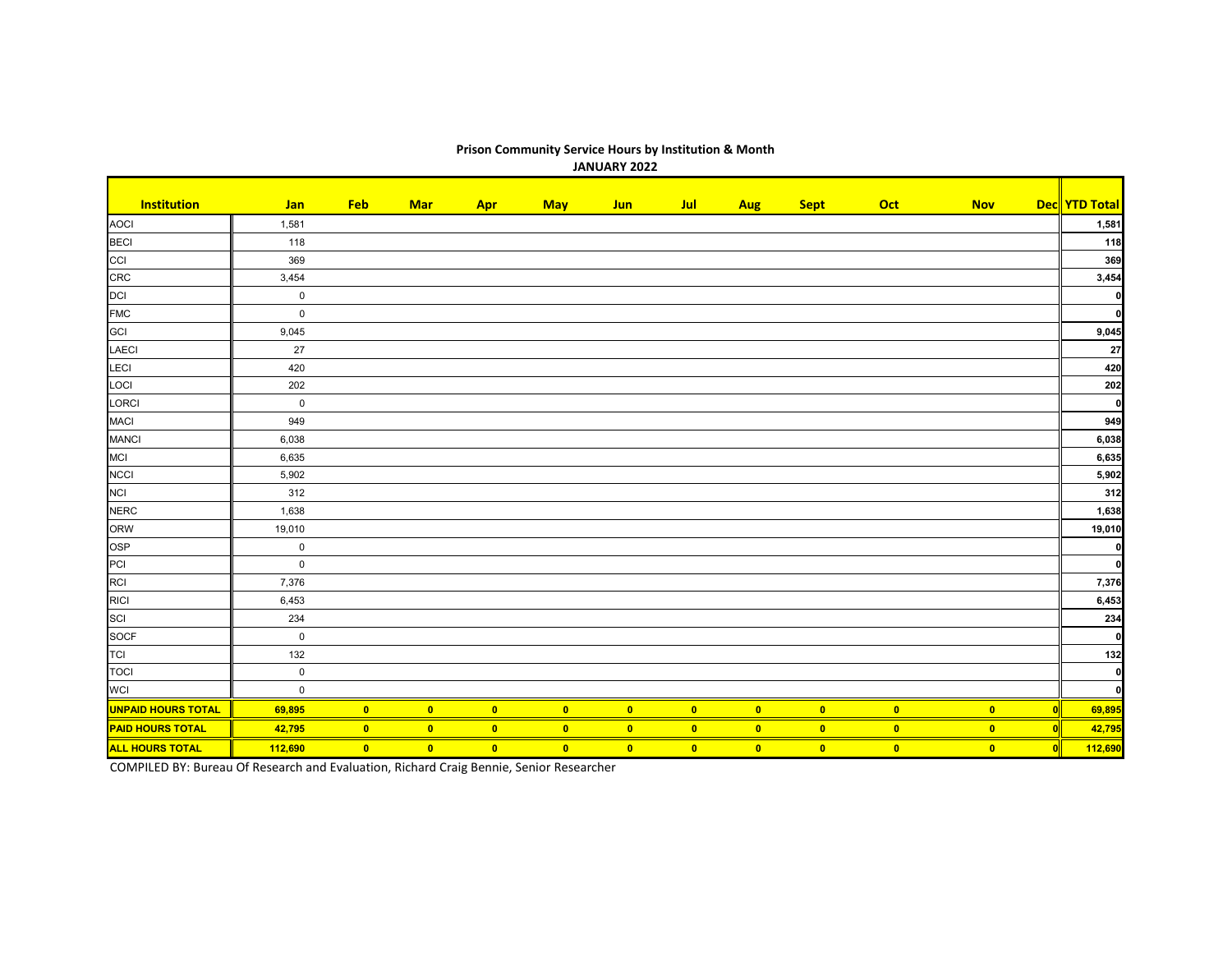**Prison Community Service Hours by Institution & Month**
**JANUARY 2022**

| Institution | Jan | Feb | Mar | Apr | May | Jun | Jul | Aug | Sept | Oct | Nov | Dec | YTD Total |
|---|---|---|---|---|---|---|---|---|---|---|---|---|---|
| AOCI | 1,581 | | | | | | | | | | | | 1,581 |
| BECI | 118 | | | | | | | | | | | | 118 |
| CCI | 369 | | | | | | | | | | | | 369 |
| CRC | 3,454 | | | | | | | | | | | | 3,454 |
| DCI | 0 | | | | | | | | | | | | 0 |
| FMC | 0 | | | | | | | | | | | | 0 |
| GCI | 9,045 | | | | | | | | | | | | 9,045 |
| LAECI | 27 | | | | | | | | | | | | 27 |
| LECI | 420 | | | | | | | | | | | | 420 |
| LOCI | 202 | | | | | | | | | | | | 202 |
| LORCI | 0 | | | | | | | | | | | | 0 |
| MACI | 949 | | | | | | | | | | | | 949 |
| MANCI | 6,038 | | | | | | | | | | | | 6,038 |
| MCI | 6,635 | | | | | | | | | | | | 6,635 |
| NCCI | 5,902 | | | | | | | | | | | | 5,902 |
| NCI | 312 | | | | | | | | | | | | 312 |
| NERC | 1,638 | | | | | | | | | | | | 1,638 |
| ORW | 19,010 | | | | | | | | | | | | 19,010 |
| OSP | 0 | | | | | | | | | | | | 0 |
| PCI | 0 | | | | | | | | | | | | 0 |
| RCI | 7,376 | | | | | | | | | | | | 7,376 |
| RICI | 6,453 | | | | | | | | | | | | 6,453 |
| SCI | 234 | | | | | | | | | | | | 234 |
| SOCF | 0 | | | | | | | | | | | | 0 |
| TCI | 132 | | | | | | | | | | | | 132 |
| TOCI | 0 | | | | | | | | | | | | 0 |
| WCI | 0 | | | | | | | | | | | | 0 |
| **UNPAID HOURS TOTAL** | **69,895** | **0** | **0** | **0** | **0** | **0** | **0** | **0** | **0** | **0** | **0** | **0** | **69,895** |
| **PAID HOURS TOTAL** | **42,795** | **0** | **0** | **0** | **0** | **0** | **0** | **0** | **0** | **0** | **0** | **0** | **42,795** |
| **ALL HOURS TOTAL** | **112,690** | **0** | **0** | **0** | **0** | **0** | **0** | **0** | **0** | **0** | **0** | **0** | **112,690** |

COMPILED BY: Bureau Of Research and Evaluation, Richard Craig Bennie, Senior Researcher